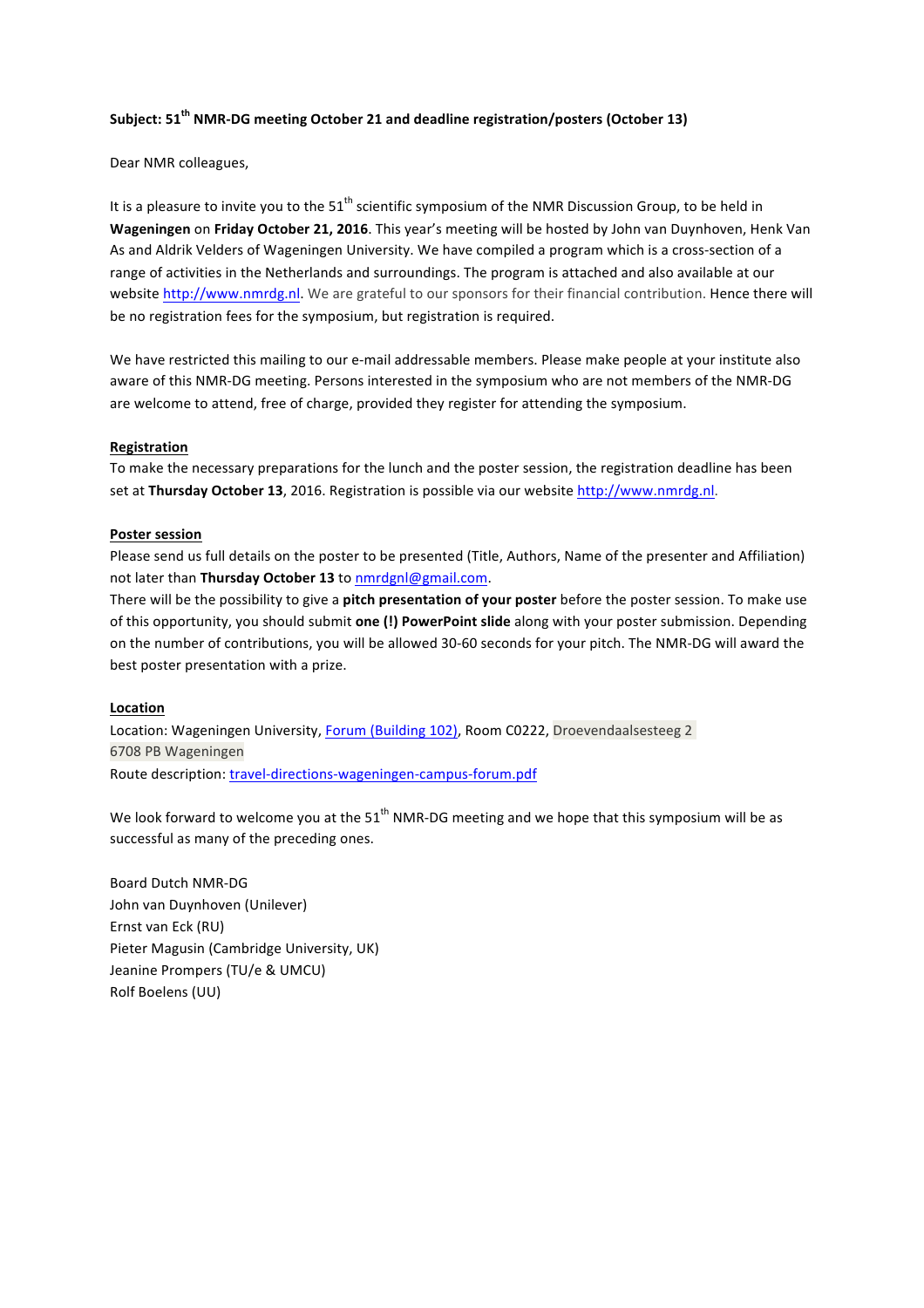**Subject: 51th NMR-DG meeting October 21 and deadline registration/posters (October 13)**

Dear NMR colleagues,

It is a pleasure to invite you to the 51th scientific symposium of the NMR Discussion Group, to be held in **Wageningen** on **Friday October 21, 2016**. This year's meeting will be hosted by John van Duynhoven, Henk Van As and Aldrik Velders of Wageningen University. We have compiled a program which is a cross-section of a range of activities in the Netherlands and surroundings. The program is attached and also available at our website http://www.nmrdg.nl. We are grateful to our sponsors for their financial contribution. Hence there will be no registration fees for the symposium, but registration is required.

We have restricted this mailing to our e-mail addressable members. Please make people at your institute also aware of this NMR-DG meeting. Persons interested in the symposium who are not members of the NMR-DG are welcome to attend, free of charge, provided they register for attending the symposium.

**Registration**

To make the necessary preparations for the lunch and the poster session, the registration deadline has been set at **Thursday October 13**, 2016. Registration is possible via our website http://www.nmrdg.nl.

**Poster session**

Please send us full details on the poster to be presented (Title, Authors, Name of the presenter and Affiliation) not later than **Thursday October 13** to nmrdgnl@gmail.com.

There will be the possibility to give a **pitch presentation of your poster** before the poster session. To make use of this opportunity, you should submit **one (!) PowerPoint slide** along with your poster submission. Depending on the number of contributions, you will be allowed 30-60 seconds for your pitch. The NMR-DG will award the best poster presentation with a prize.

**Location**

Location: Wageningen University, Forum (Building 102), Room C0222, Droevendaalsesteeg 2
6708 PB Wageningen

Route description: travel-directions-wageningen-campus-forum.pdf

We look forward to welcome you at the 51th NMR-DG meeting and we hope that this symposium will be as successful as many of the preceding ones.

Board Dutch NMR-DG
John van Duynhoven (Unilever)
Ernst van Eck (RU)
Pieter Magusin (Cambridge University, UK)
Jeanine Prompers (TU/e & UMCU)
Rolf Boelens (UU)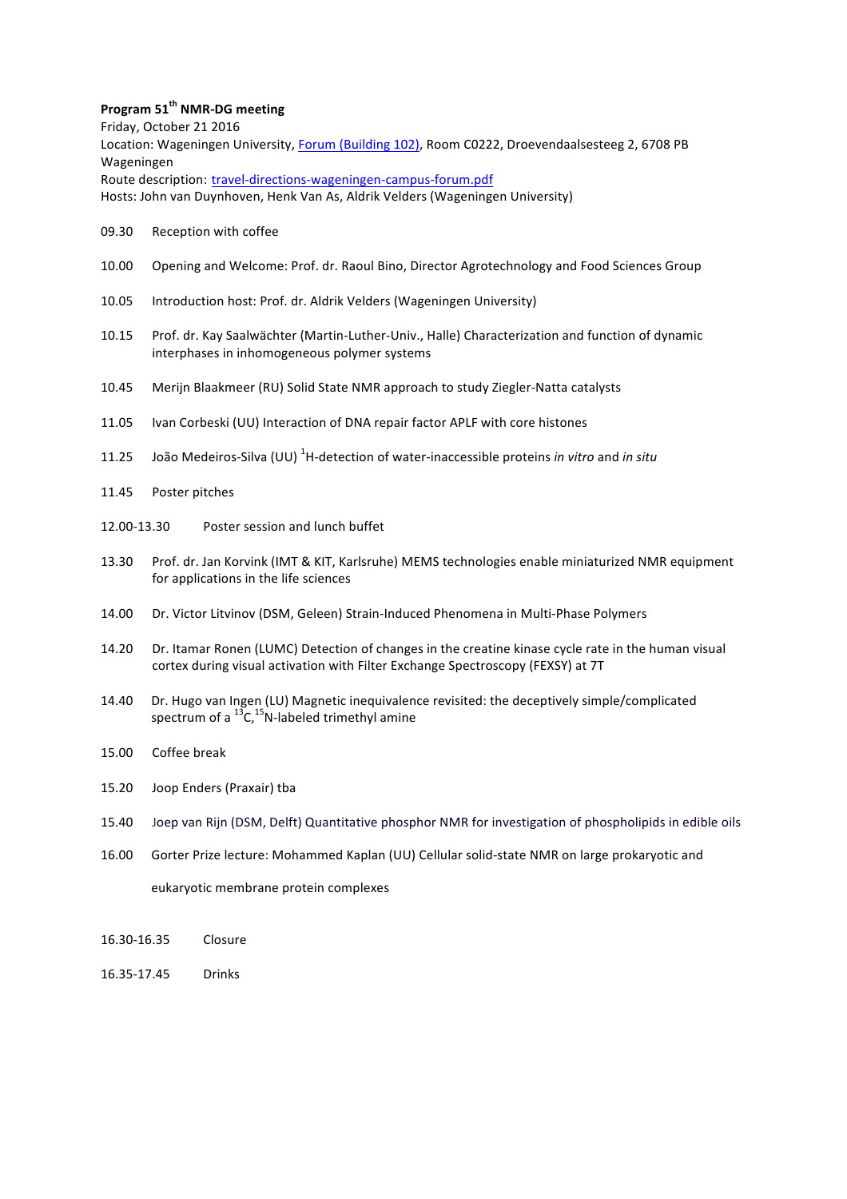**Program 51$^{th}$ NMR-DG meeting**

Friday, October 21 2016

Location: Wageningen University, Forum (Building 102), Room C0222, Droevendaalsesteeg 2, 6708 PB Wageningen

Route description: travel-directions-wageningen-campus-forum.pdf

Hosts: John van Duynhoven, Henk Van As, Aldrik Velders (Wageningen University)

09.30 Reception with coffee

10.00 Opening and Welcome: Prof. dr. Raoul Bino, Director Agrotechnology and Food Sciences Group

10.05 Introduction host: Prof. dr. Aldrik Velders (Wageningen University)

10.15 Prof. dr. Kay Saalwächter (Martin-Luther-Univ., Halle) Characterization and function of dynamic interphases in inhomogeneous polymer systems

10.45 Merijn Blaakmeer (RU) Solid State NMR approach to study Ziegler-Natta catalysts

11.05 Ivan Corbeski (UU) Interaction of DNA repair factor APLF with core histones

11.25 João Medeiros-Silva (UU) $^{1}$H-detection of water-inaccessible proteins *in vitro* and *in situ*

11.45 Poster pitches

12.00-13.30 Poster session and lunch buffet

13.30 Prof. dr. Jan Korvink (IMT & KIT, Karlsruhe) MEMS technologies enable miniaturized NMR equipment for applications in the life sciences

14.00 Dr. Victor Litvinov (DSM, Geleen) Strain-Induced Phenomena in Multi-Phase Polymers

14.20 Dr. Itamar Ronen (LUMC) Detection of changes in the creatine kinase cycle rate in the human visual cortex during visual activation with Filter Exchange Spectroscopy (FEXSY) at 7T

14.40 Dr. Hugo van Ingen (LU) Magnetic inequivalence revisited: the deceptively simple/complicated spectrum of a $^{13}$C,$^{15}$N-labeled trimethyl amine

15.00 Coffee break

15.20 Joop Enders (Praxair) tba

15.40 Joep van Rijn (DSM, Delft) Quantitative phosphor NMR for investigation of phospholipids in edible oils

16.00 Gorter Prize lecture: Mohammed Kaplan (UU) Cellular solid-state NMR on large prokaryotic and eukaryotic membrane protein complexes

16.30-16.35 Closure

16.35-17.45 Drinks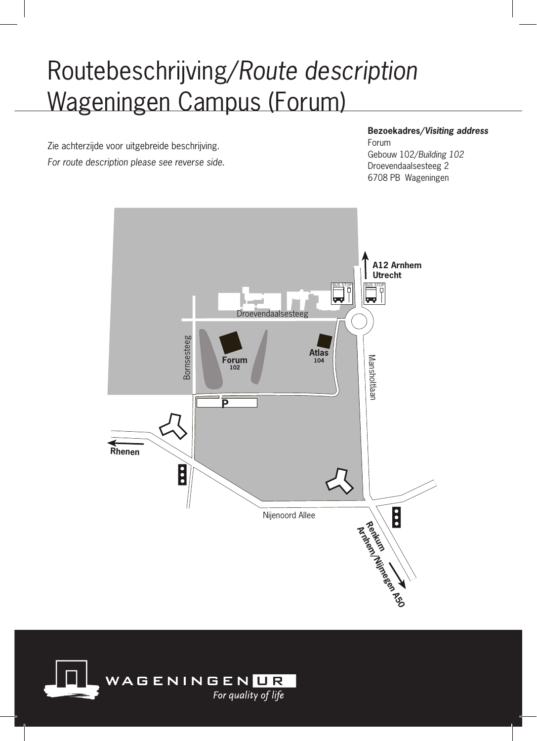# Routebeschrijving/*Route description* Wageningen Campus (Forum)

Zie achterzijde voor uitgebreide beschrijving.
*For route description please see reverse side.*

**Bezoekadres/*Visiting address***
Forum
Gebouw 102/*Building 102*
Droevendaalsesteeg 2
6708 PB Wageningen

**A12 Arnhem Utrecht**

BUS STOP

BUS STOP

Droevendaalsesteeg

Bornsesteeg

**Forum**
**102**

**Atlas**
**104**

Mansholtlaan

P

**Rhenen**

Nijenoord Allee

**Renkum**
**Arnhem/Nijmegen A50**

WAGENINGEN UR
*For quality of life*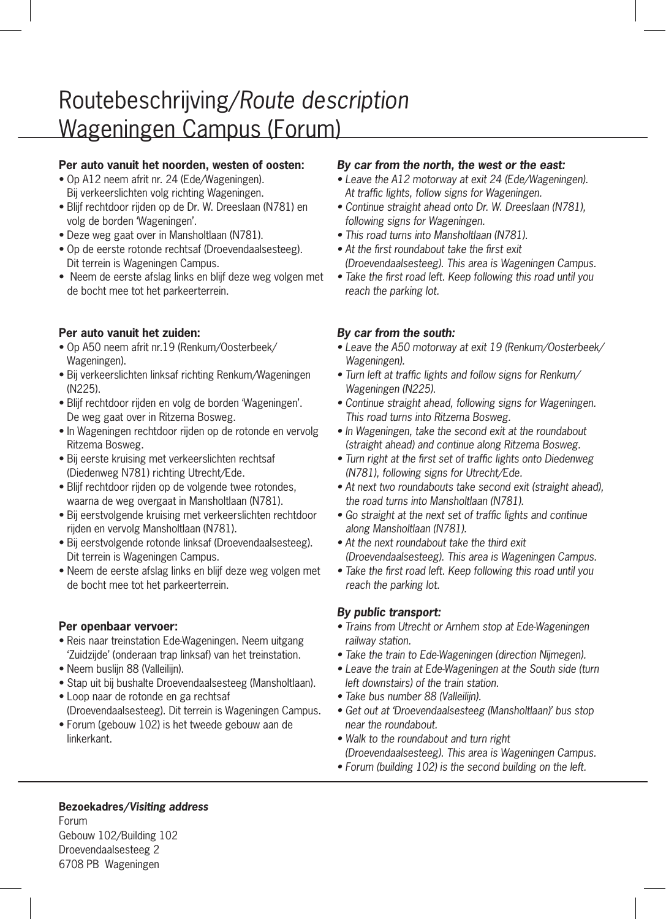# Routebeschrijving/*Route description*
# Wageningen Campus (Forum)

**Per auto vanuit het noorden, westen of oosten:**

- Op A12 neem afrit nr. 24 (Ede/Wageningen). Bij verkeerslichten volg richting Wageningen.
- Blijf rechtdoor rijden op de Dr. W. Dreeslaan (N781) en volg de borden 'Wageningen'.
- Deze weg gaat over in Mansholtlaan (N781).
- Op de eerste rotonde rechtsaf (Droevendaalsesteeg). Dit terrein is Wageningen Campus.
- Neem de eerste afslag links en blijf deze weg volgen met de bocht mee tot het parkeerterrein.

***By car from the north, the west or the east:***

- *Leave the A12 motorway at exit 24 (Ede/Wageningen). At traffic lights, follow signs for Wageningen.*
- *Continue straight ahead onto Dr. W. Dreeslaan (N781), following signs for Wageningen.*
- *This road turns into Mansholtlaan (N781).*
- *At the first roundabout take the first exit (Droevendaalsesteeg). This area is Wageningen Campus.*
- *Take the first road left. Keep following this road until you reach the parking lot.*

**Per auto vanuit het zuiden:**

- Op A50 neem afrit nr.19 (Renkum/Oosterbeek/Wageningen).
- Bij verkeerslichten linksaf richting Renkum/Wageningen (N225).
- Blijf rechtdoor rijden en volg de borden 'Wageningen'. De weg gaat over in Ritzema Bosweg.
- In Wageningen rechtdoor rijden op de rotonde en vervolg Ritzema Bosweg.
- Bij eerste kruising met verkeerslichten rechtsaf (Diedenweg N781) richting Utrecht/Ede.
- Blijf rechtdoor rijden op de volgende twee rotondes, waarna de weg overgaat in Mansholtlaan (N781).
- Bij eerstvolgende kruising met verkeerslichten rechtdoor rijden en vervolg Mansholtlaan (N781).
- Bij eerstvolgende rotonde linksaf (Droevendaalsesteeg). Dit terrein is Wageningen Campus.
- Neem de eerste afslag links en blijf deze weg volgen met de bocht mee tot het parkeerterrein.

***By car from the south:***

- *Leave the A50 motorway at exit 19 (Renkum/Oosterbeek/Wageningen).*
- *Turn left at traffic lights and follow signs for Renkum/Wageningen (N225).*
- *Continue straight ahead, following signs for Wageningen. This road turns into Ritzema Bosweg.*
- *In Wageningen, take the second exit at the roundabout (straight ahead) and continue along Ritzema Bosweg.*
- *Turn right at the first set of traffic lights onto Diedenweg (N781), following signs for Utrecht/Ede.*
- *At next two roundabouts take second exit (straight ahead), the road turns into Mansholtlaan (N781).*
- *Go straight at the next set of traffic lights and continue along Mansholtlaan (N781).*
- *At the next roundabout take the third exit (Droevendaalsesteeg). This area is Wageningen Campus.*
- *Take the first road left. Keep following this road until you reach the parking lot.*

**Per openbaar vervoer:**

- Reis naar treinstation Ede-Wageningen. Neem uitgang 'Zuidzijde' (onderaan trap linksaf) van het treinstation.
- Neem buslijn 88 (Valleilijn).
- Stap uit bij bushalte Droevendaalsesteeg (Mansholtlaan).
- Loop naar de rotonde en ga rechtsaf (Droevendaalsesteeg). Dit terrein is Wageningen Campus.
- Forum (gebouw 102) is het tweede gebouw aan de linkerkant.

***By public transport:***

- *Trains from Utrecht or Arnhem stop at Ede-Wageningen railway station.*
- *Take the train to Ede-Wageningen (direction Nijmegen).*
- *Leave the train at Ede-Wageningen at the South side (turn left downstairs) of the train station.*
- *Take bus number 88 (Valleilijn).*
- *Get out at 'Droevendaalsesteeg (Mansholtlaan)' bus stop near the roundabout.*
- *Walk to the roundabout and turn right (Droevendaalsesteeg). This area is Wageningen Campus.*
- *Forum (building 102) is the second building on the left.*

**Bezoekadres/*Visiting address***

Forum
Gebouw 102/Building 102
Droevendaalsesteeg 2
6708 PB Wageningen